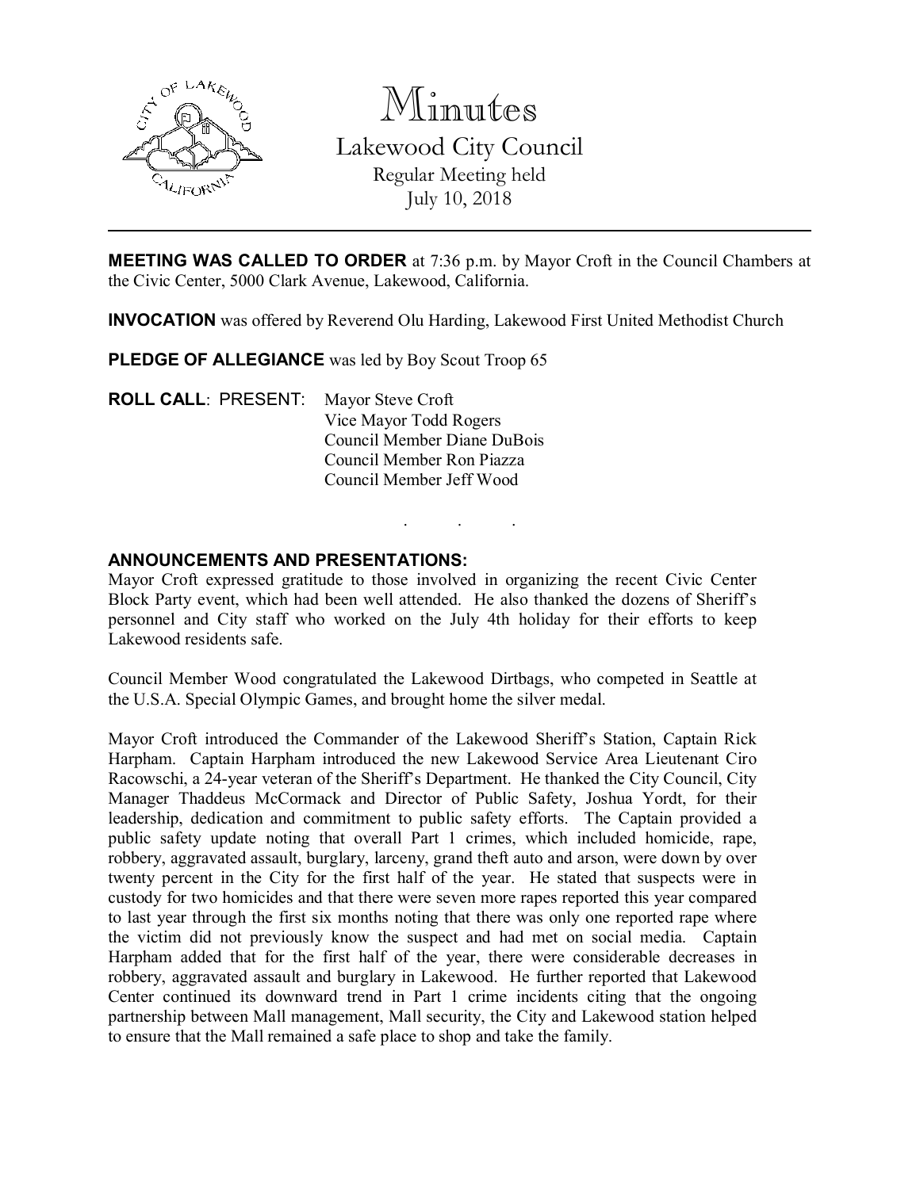# Minutes

## Lakewood City Council

Regular Meeting held
July 10, 2018

---

**MEETING WAS CALLED TO ORDER** at 7:36 p.m. by Mayor Croft in the Council Chambers at the Civic Center, 5000 Clark Avenue, Lakewood, California.

**INVOCATION** was offered by Reverend Olu Harding, Lakewood First United Methodist Church

**PLEDGE OF ALLEGIANCE** was led by Boy Scout Troop 65

**ROLL CALL**: PRESENT: Mayor Steve Croft
Vice Mayor Todd Rogers
Council Member Diane DuBois
Council Member Ron Piazza
Council Member Jeff Wood

. . .

**ANNOUNCEMENTS AND PRESENTATIONS:**

Mayor Croft expressed gratitude to those involved in organizing the recent Civic Center Block Party event, which had been well attended. He also thanked the dozens of Sheriff's personnel and City staff who worked on the July 4th holiday for their efforts to keep Lakewood residents safe.

Council Member Wood congratulated the Lakewood Dirtbags, who competed in Seattle at the U.S.A. Special Olympic Games, and brought home the silver medal.

Mayor Croft introduced the Commander of the Lakewood Sheriff's Station, Captain Rick Harpham. Captain Harpham introduced the new Lakewood Service Area Lieutenant Ciro Racowschi, a 24-year veteran of the Sheriff's Department. He thanked the City Council, City Manager Thaddeus McCormack and Director of Public Safety, Joshua Yordt, for their leadership, dedication and commitment to public safety efforts. The Captain provided a public safety update noting that overall Part 1 crimes, which included homicide, rape, robbery, aggravated assault, burglary, larceny, grand theft auto and arson, were down by over twenty percent in the City for the first half of the year. He stated that suspects were in custody for two homicides and that there were seven more rapes reported this year compared to last year through the first six months noting that there was only one reported rape where the victim did not previously know the suspect and had met on social media. Captain Harpham added that for the first half of the year, there were considerable decreases in robbery, aggravated assault and burglary in Lakewood. He further reported that Lakewood Center continued its downward trend in Part 1 crime incidents citing that the ongoing partnership between Mall management, Mall security, the City and Lakewood station helped to ensure that the Mall remained a safe place to shop and take the family.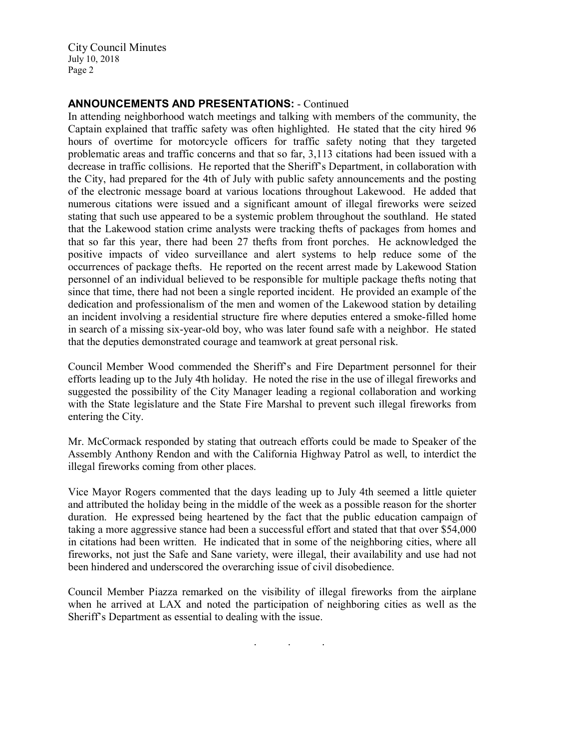**ANNOUNCEMENTS AND PRESENTATIONS:** - Continued

In attending neighborhood watch meetings and talking with members of the community, the Captain explained that traffic safety was often highlighted. He stated that the city hired 96 hours of overtime for motorcycle officers for traffic safety noting that they targeted problematic areas and traffic concerns and that so far, 3,113 citations had been issued with a decrease in traffic collisions. He reported that the Sheriff's Department, in collaboration with the City, had prepared for the 4th of July with public safety announcements and the posting of the electronic message board at various locations throughout Lakewood. He added that numerous citations were issued and a significant amount of illegal fireworks were seized stating that such use appeared to be a systemic problem throughout the southland. He stated that the Lakewood station crime analysts were tracking thefts of packages from homes and that so far this year, there had been 27 thefts from front porches. He acknowledged the positive impacts of video surveillance and alert systems to help reduce some of the occurrences of package thefts. He reported on the recent arrest made by Lakewood Station personnel of an individual believed to be responsible for multiple package thefts noting that since that time, there had not been a single reported incident. He provided an example of the dedication and professionalism of the men and women of the Lakewood station by detailing an incident involving a residential structure fire where deputies entered a smoke-filled home in search of a missing six-year-old boy, who was later found safe with a neighbor. He stated that the deputies demonstrated courage and teamwork at great personal risk.

Council Member Wood commended the Sheriff's and Fire Department personnel for their efforts leading up to the July 4th holiday. He noted the rise in the use of illegal fireworks and suggested the possibility of the City Manager leading a regional collaboration and working with the State legislature and the State Fire Marshal to prevent such illegal fireworks from entering the City.

Mr. McCormack responded by stating that outreach efforts could be made to Speaker of the Assembly Anthony Rendon and with the California Highway Patrol as well, to interdict the illegal fireworks coming from other places.

Vice Mayor Rogers commented that the days leading up to July 4th seemed a little quieter and attributed the holiday being in the middle of the week as a possible reason for the shorter duration. He expressed being heartened by the fact that the public education campaign of taking a more aggressive stance had been a successful effort and stated that that over $54,000 in citations had been written. He indicated that in some of the neighboring cities, where all fireworks, not just the Safe and Sane variety, were illegal, their availability and use had not been hindered and underscored the overarching issue of civil disobedience.

Council Member Piazza remarked on the visibility of illegal fireworks from the airplane when he arrived at LAX and noted the participation of neighboring cities as well as the Sheriff's Department as essential to dealing with the issue.

. . .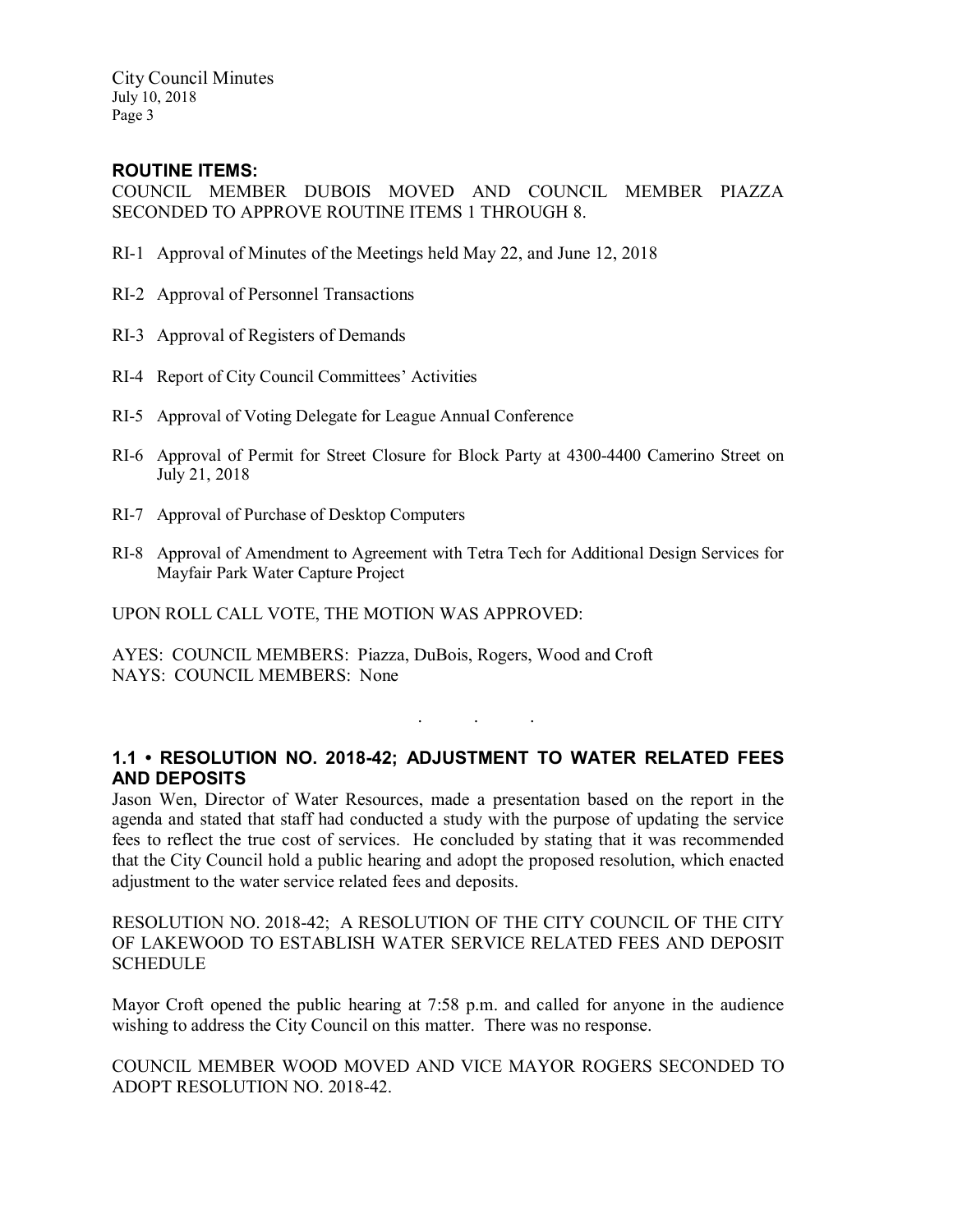### ROUTINE ITEMS:

COUNCIL MEMBER DUBOIS MOVED AND COUNCIL MEMBER PIAZZA SECONDED TO APPROVE ROUTINE ITEMS 1 THROUGH 8.

RI-1 Approval of Minutes of the Meetings held May 22, and June 12, 2018

RI-2 Approval of Personnel Transactions

RI-3 Approval of Registers of Demands

RI-4 Report of City Council Committees' Activities

RI-5 Approval of Voting Delegate for League Annual Conference

RI-6 Approval of Permit for Street Closure for Block Party at 4300-4400 Camerino Street on July 21, 2018

RI-7 Approval of Purchase of Desktop Computers

RI-8 Approval of Amendment to Agreement with Tetra Tech for Additional Design Services for Mayfair Park Water Capture Project

UPON ROLL CALL VOTE, THE MOTION WAS APPROVED:

AYES: COUNCIL MEMBERS: Piazza, DuBois, Rogers, Wood and Croft
NAYS: COUNCIL MEMBERS: None

. . .

### 1.1 • RESOLUTION NO. 2018-42; ADJUSTMENT TO WATER RELATED FEES AND DEPOSITS

Jason Wen, Director of Water Resources, made a presentation based on the report in the agenda and stated that staff had conducted a study with the purpose of updating the service fees to reflect the true cost of services. He concluded by stating that it was recommended that the City Council hold a public hearing and adopt the proposed resolution, which enacted adjustment to the water service related fees and deposits.

RESOLUTION NO. 2018-42; A RESOLUTION OF THE CITY COUNCIL OF THE CITY OF LAKEWOOD TO ESTABLISH WATER SERVICE RELATED FEES AND DEPOSIT SCHEDULE

Mayor Croft opened the public hearing at 7:58 p.m. and called for anyone in the audience wishing to address the City Council on this matter. There was no response.

COUNCIL MEMBER WOOD MOVED AND VICE MAYOR ROGERS SECONDED TO ADOPT RESOLUTION NO. 2018-42.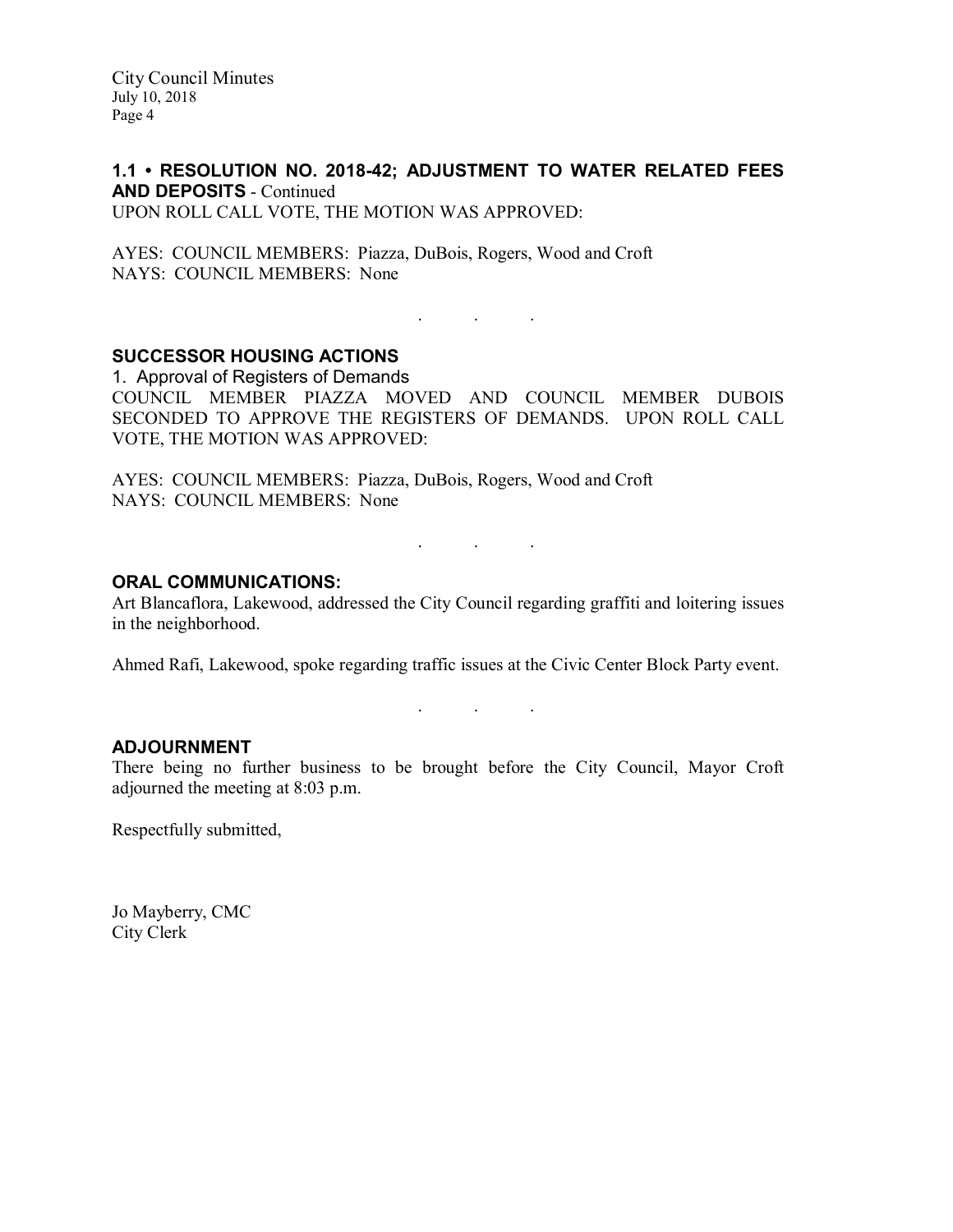### 1.1 • RESOLUTION NO. 2018-42; ADJUSTMENT TO WATER RELATED FEES AND DEPOSITS - Continued

UPON ROLL CALL VOTE, THE MOTION WAS APPROVED:

AYES: COUNCIL MEMBERS: Piazza, DuBois, Rogers, Wood and Croft
NAYS: COUNCIL MEMBERS: None

. . .

### SUCCESSOR HOUSING ACTIONS

1. Approval of Registers of Demands

COUNCIL MEMBER PIAZZA MOVED AND COUNCIL MEMBER DUBOIS SECONDED TO APPROVE THE REGISTERS OF DEMANDS. UPON ROLL CALL VOTE, THE MOTION WAS APPROVED:

AYES: COUNCIL MEMBERS: Piazza, DuBois, Rogers, Wood and Croft
NAYS: COUNCIL MEMBERS: None

. . .

### ORAL COMMUNICATIONS:

Art Blancaflora, Lakewood, addressed the City Council regarding graffiti and loitering issues in the neighborhood.

Ahmed Rafi, Lakewood, spoke regarding traffic issues at the Civic Center Block Party event.

. . .

### ADJOURNMENT

There being no further business to be brought before the City Council, Mayor Croft adjourned the meeting at 8:03 p.m.

Respectfully submitted,

Jo Mayberry, CMC
City Clerk